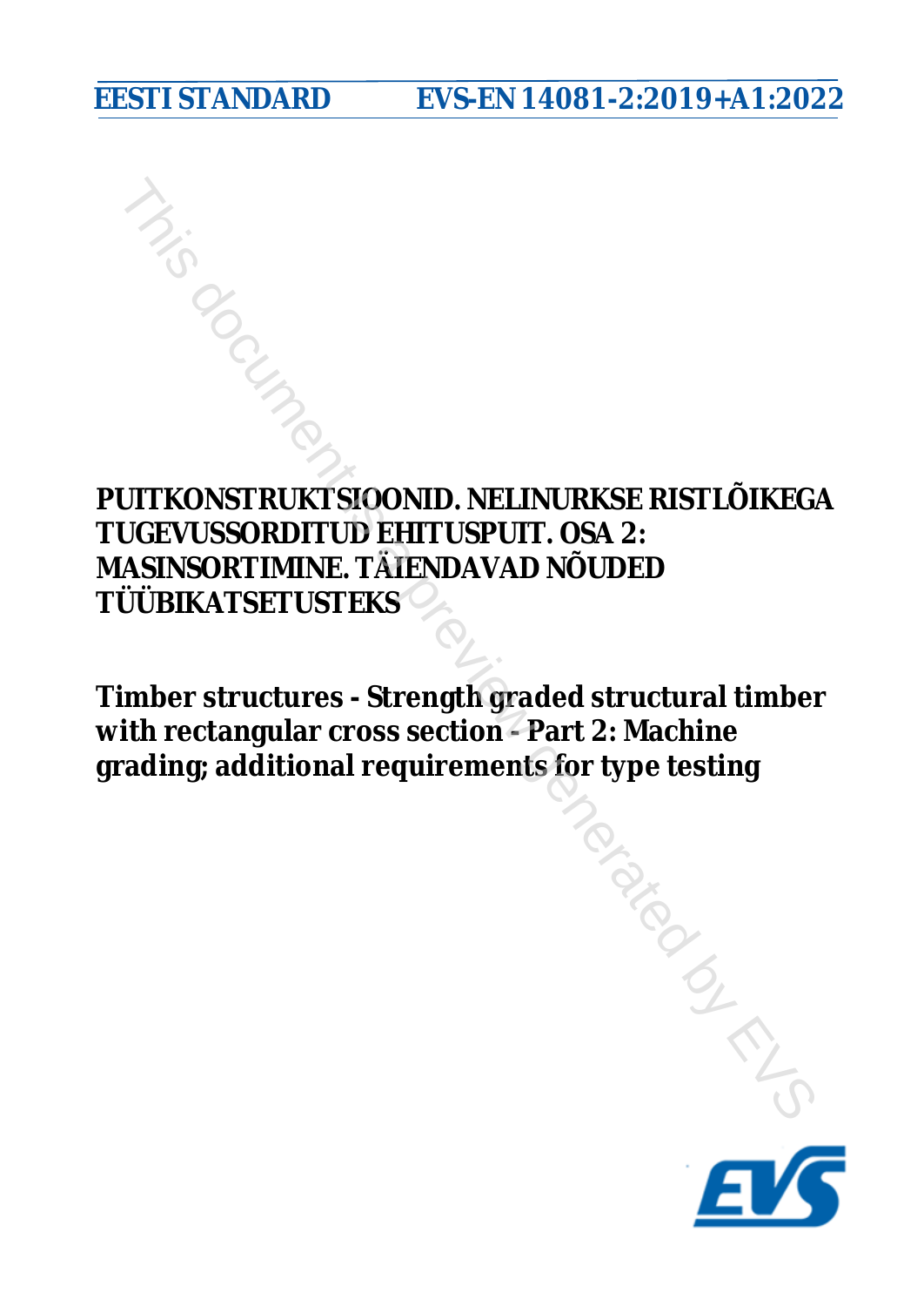EESTI STANDARD EVS-EN 14081-2:2019+A1:2022

# PUITKONSTRUKTSIOONID. NELINURKSE RISTLÕIKEGA TUGEVUSSORDITUD EHITUSPUIT. OSA 2: MASINSORTIMINE. TÄIENDAVAD NÕUDED TÜÜBIKATSETUSTEKS

# Timber structures - Strength graded structural timber with rectangular cross section - Part 2: Machine grading; additional requirements for type testing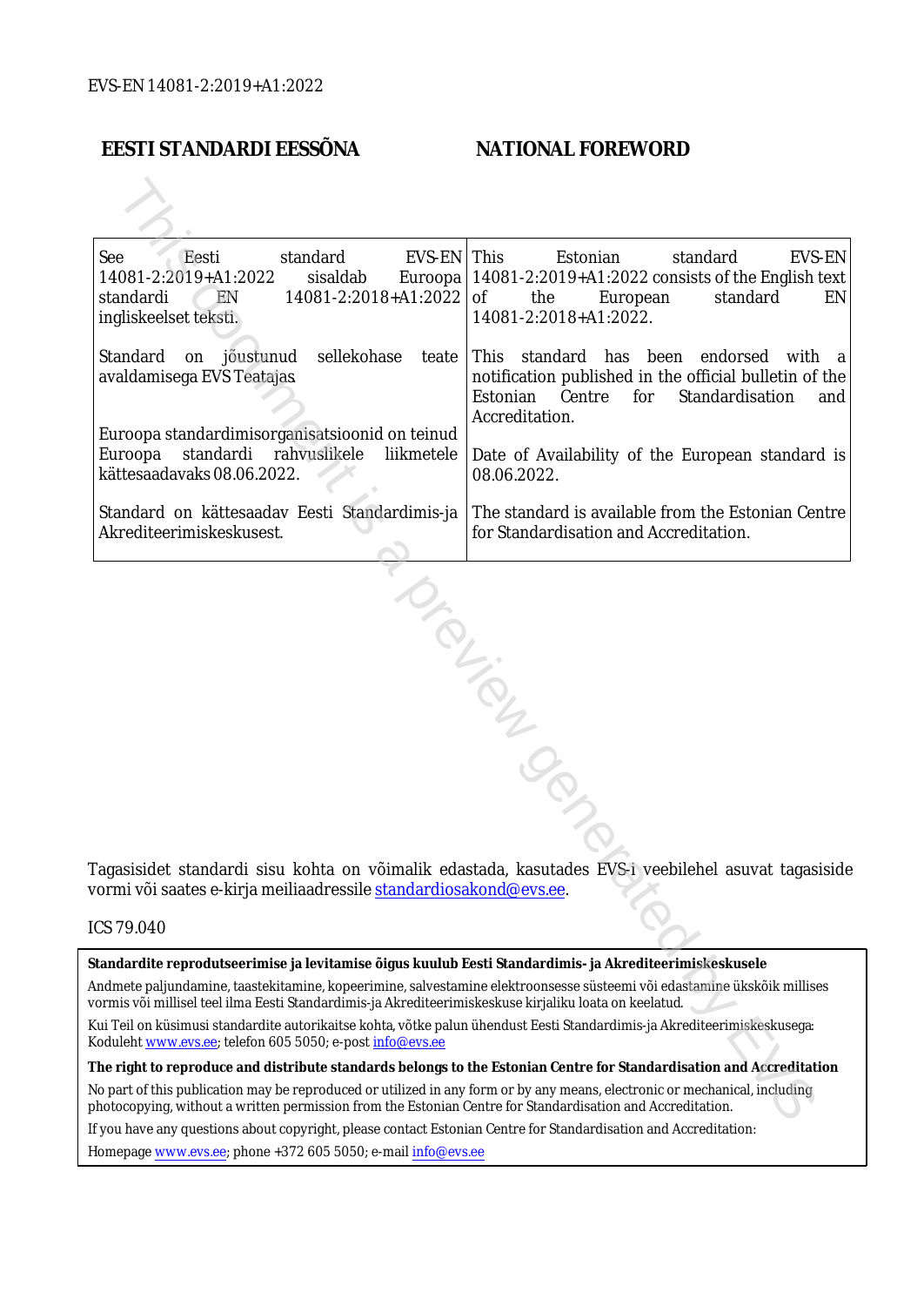EVS-EN 14081-2:2019+A1:2022

| EESTI STANDARDI EESSÕNA | NATIONAL FOREWORD |
|---|---|
| See Eesti standard EVS-EN 14081-2:2019+A1:2022 sisaldab Euroopa standardi EN 14081-2:2018+A1:2022 ingliskeelset teksti. | This Estonian standard EVS-EN 14081-2:2019+A1:2022 consists of the English text of the European standard EN 14081-2:2018+A1:2022. |
| Standard on jõustunud sellekohase teate avaldamisega EVS Teatajas | This standard has been endorsed with a notification published in the official bulletin of the Estonian Centre for Standardisation and Accreditation. |
| Euroopa standardimisorganisatsioonid on teinud Euroopa standardi rahvuslikele liikmetele kättesaadavaks 08.06.2022. | Date of Availability of the European standard is 08.06.2022. |
| Standard on kättesaadav Eesti Standardimis-ja Akrediteerimiskeskusest. | The standard is available from the Estonian Centre for Standardisation and Accreditation. |

Tagasisidet standardi sisu kohta on võimalik edastada, kasutades EVS-i veebilehel asuvat tagasiside vormi või saates e-kirja meiliaadressile standardiosakond@evs.ee.

ICS 79.040

**Standardite reprodutseerimise ja levitamise õigus kuulub Eesti Standardimis- ja Akrediteerimiskeskusele**

Andmete paljundamine, taastekitamine, kopeerimine, salvestamine elektroonsesse süsteemi või edastamine ükskõik millises vormis või millisel teel ilma Eesti Standardimis-ja Akrediteerimiskeskuse kirjaliku loata on keelatud.

Kui Teil on küsimusi standardite autorikaitse kohta, võtke palun ühendust Eesti Standardimis-ja Akrediteerimiskeskusega: Koduleht www.evs.ee; telefon 605 5050; e-post info@evs.ee

**The right to reproduce and distribute standards belongs to the Estonian Centre for Standardisation and Accreditation**

No part of this publication may be reproduced or utilized in any form or by any means, electronic or mechanical, including photocopying, without a written permission from the Estonian Centre for Standardisation and Accreditation.

If you have any questions about copyright, please contact Estonian Centre for Standardisation and Accreditation:

Homepage www.evs.ee; phone +372 605 5050; e-mail info@evs.ee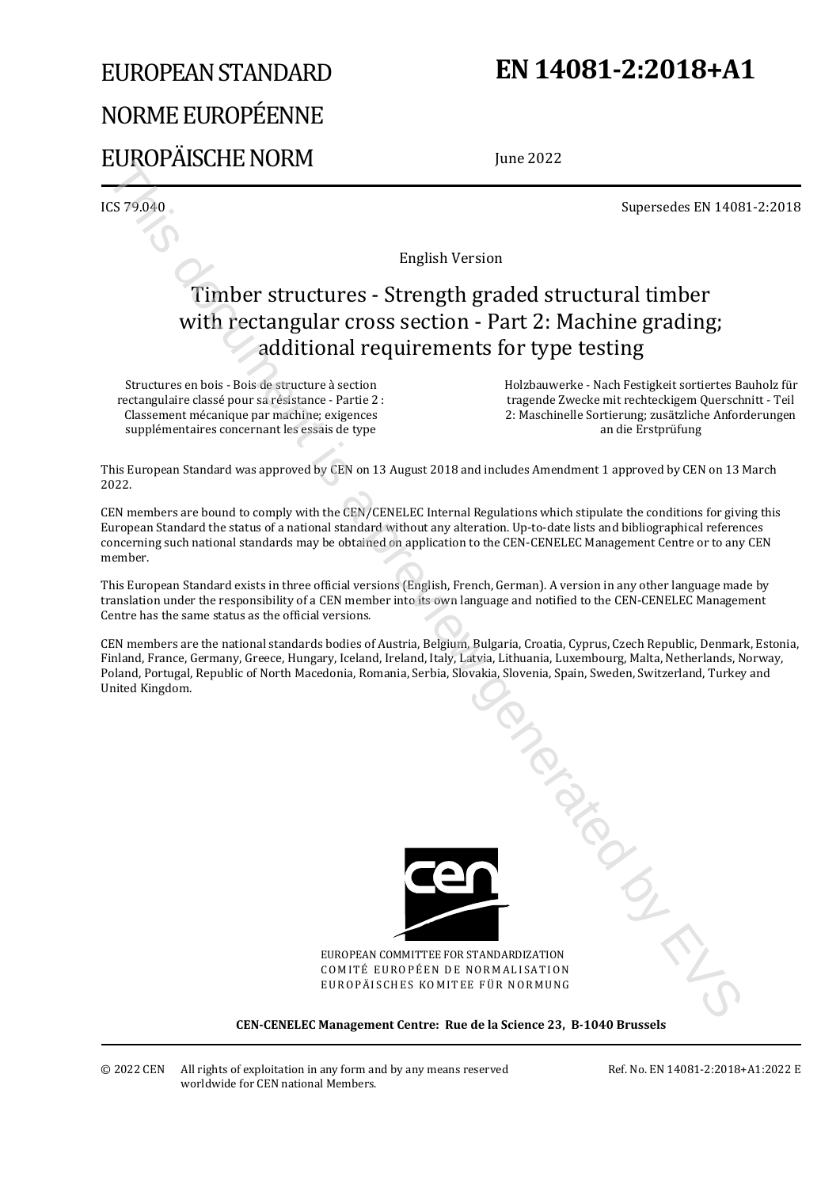# EUROPEAN STANDARD

# NORME EUROPÉENNE

# EUROPÄISCHE NORM

# EN 14081-2:2018+A1

June 2022

ICS 79.040

Supersedes EN 14081-2:2018

English Version

## Timber structures - Strength graded structural timber with rectangular cross section - Part 2: Machine grading; additional requirements for type testing

Structures en bois - Bois de structure à section rectangulaire classé pour sa résistance - Partie 2 : Classement mécanique par machine; exigences supplémentaires concernant les essais de type

Holzbauwerke - Nach Festigkeit sortiertes Bauholz für tragende Zwecke mit rechteckigem Querschnitt - Teil 2: Maschinelle Sortierung; zusätzliche Anforderungen an die Erstprüfung

This European Standard was approved by CEN on 13 August 2018 and includes Amendment 1 approved by CEN on 13 March 2022.

CEN members are bound to comply with the CEN/CENELEC Internal Regulations which stipulate the conditions for giving this European Standard the status of a national standard without any alteration. Up-to-date lists and bibliographical references concerning such national standards may be obtained on application to the CEN-CENELEC Management Centre or to any CEN member.

This European Standard exists in three official versions (English, French, German). A version in any other language made by translation under the responsibility of a CEN member into its own language and notified to the CEN-CENELEC Management Centre has the same status as the official versions.

CEN members are the national standards bodies of Austria, Belgium, Bulgaria, Croatia, Cyprus, Czech Republic, Denmark, Estonia, Finland, France, Germany, Greece, Hungary, Iceland, Ireland, Italy, Latvia, Lithuania, Luxembourg, Malta, Netherlands, Norway, Poland, Portugal, Republic of North Macedonia, Romania, Serbia, Slovakia, Slovenia, Spain, Sweden, Switzerland, Turkey and United Kingdom.

EUROPEAN COMMITTEE FOR STANDARDIZATION
COMITÉ EUROPÉEN DE NORMALISATION
EUROPÄISCHES KOMITEE FÜR NORMUNG

**CEN-CENELEC Management Centre: Rue de la Science 23, B-1040 Brussels**

© 2022 CEN All rights of exploitation in any form and by any means reserved worldwide for CEN national Members.

Ref. No. EN 14081-2:2018+A1:2022 E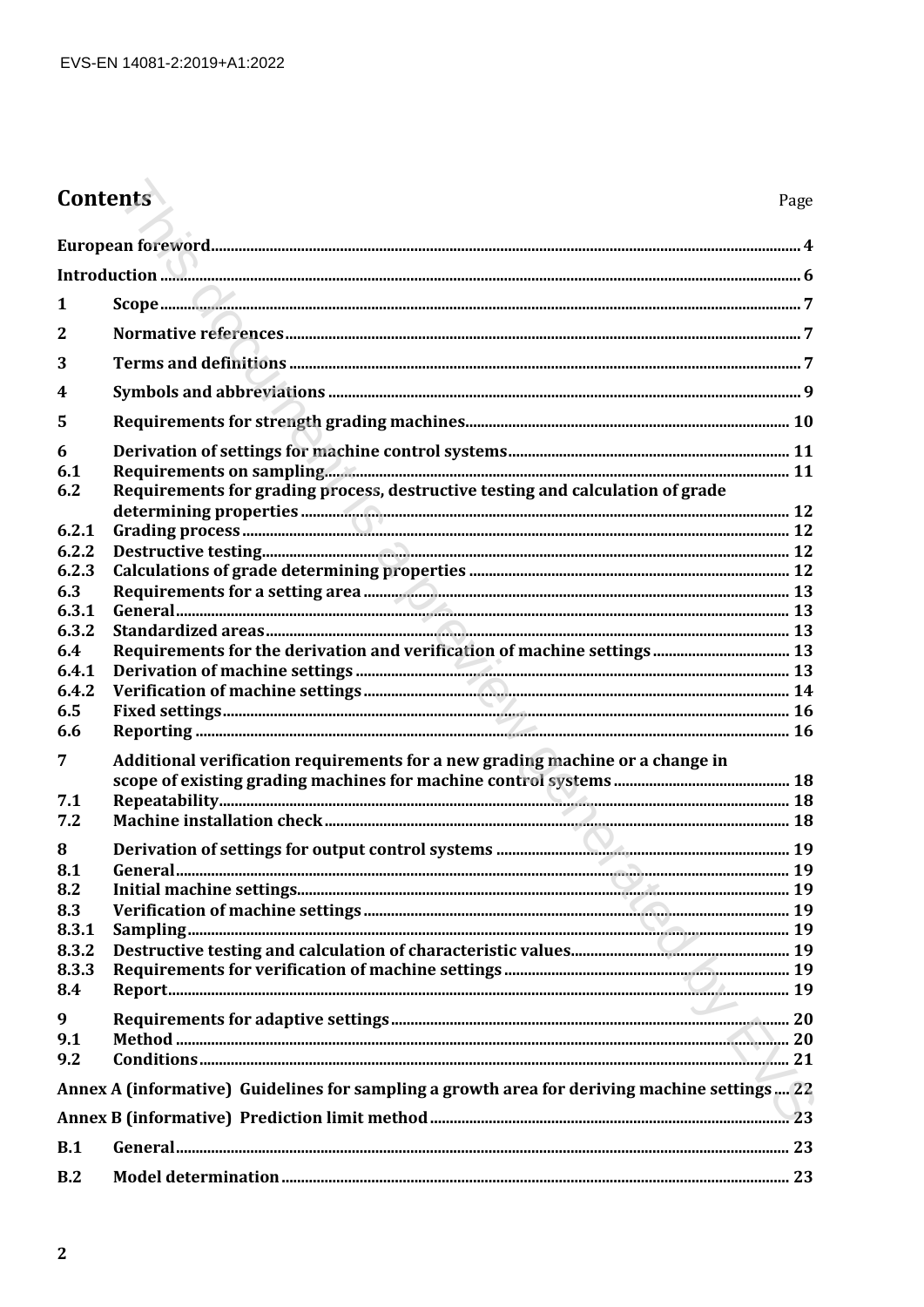# Contents

| | | Page |
|---|---|---|
| European foreword | | 4 |
| Introduction | | 6 |
| 1 | Scope | 7 |
| 2 | Normative references | 7 |
| 3 | Terms and definitions | 7 |
| 4 | Symbols and abbreviations | 9 |
| 5 | Requirements for strength grading machines | 10 |
| 6 | Derivation of settings for machine control systems | 11 |
| 6.1 | Requirements on sampling | 11 |
| 6.2 | Requirements for grading process, destructive testing and calculation of grade determining properties | 12 |
| 6.2.1 | Grading process | 12 |
| 6.2.2 | Destructive testing | 12 |
| 6.2.3 | Calculations of grade determining properties | 12 |
| 6.3 | Requirements for a setting area | 13 |
| 6.3.1 | General | 13 |
| 6.3.2 | Standardized areas | 13 |
| 6.4 | Requirements for the derivation and verification of machine settings | 13 |
| 6.4.1 | Derivation of machine settings | 13 |
| 6.4.2 | Verification of machine settings | 14 |
| 6.5 | Fixed settings | 16 |
| 6.6 | Reporting | 16 |
| 7 | Additional verification requirements for a new grading machine or a change in scope of existing grading machines for machine control systems | 18 |
| 7.1 | Repeatability | 18 |
| 7.2 | Machine installation check | 18 |
| 8 | Derivation of settings for output control systems | 19 |
| 8.1 | General | 19 |
| 8.2 | Initial machine settings | 19 |
| 8.3 | Verification of machine settings | 19 |
| 8.3.1 | Sampling | 19 |
| 8.3.2 | Destructive testing and calculation of characteristic values | 19 |
| 8.3.3 | Requirements for verification of machine settings | 19 |
| 8.4 | Report | 19 |
| 9 | Requirements for adaptive settings | 20 |
| 9.1 | Method | 20 |
| 9.2 | Conditions | 21 |
| Annex A (informative) Guidelines for sampling a growth area for deriving machine settings | | 22 |
| Annex B (informative) Prediction limit method | | 23 |
| B.1 | General | 23 |
| B.2 | Model determination | 23 |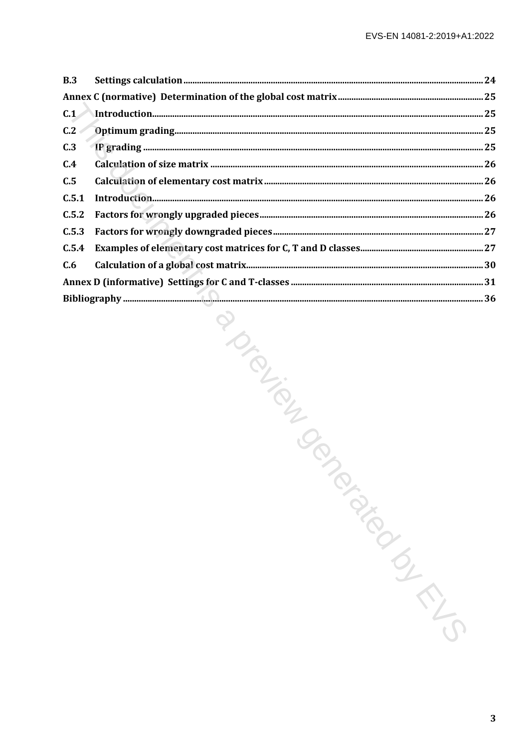B.3 Settings calculation ..... 24

Annex C (normative) Determination of the global cost matrix ..... 25

C.1 Introduction ..... 25

C.2 Optimum grading ..... 25

C.3 IP grading ..... 25

C.4 Calculation of size matrix ..... 26

C.5 Calculation of elementary cost matrix ..... 26

C.5.1 Introduction ..... 26

C.5.2 Factors for wrongly upgraded pieces ..... 26

C.5.3 Factors for wrongly downgraded pieces ..... 27

C.5.4 Examples of elementary cost matrices for C, T and D classes ..... 27

C.6 Calculation of a global cost matrix ..... 30

Annex D (informative) Settings for C and T-classes ..... 31

Bibliography ..... 36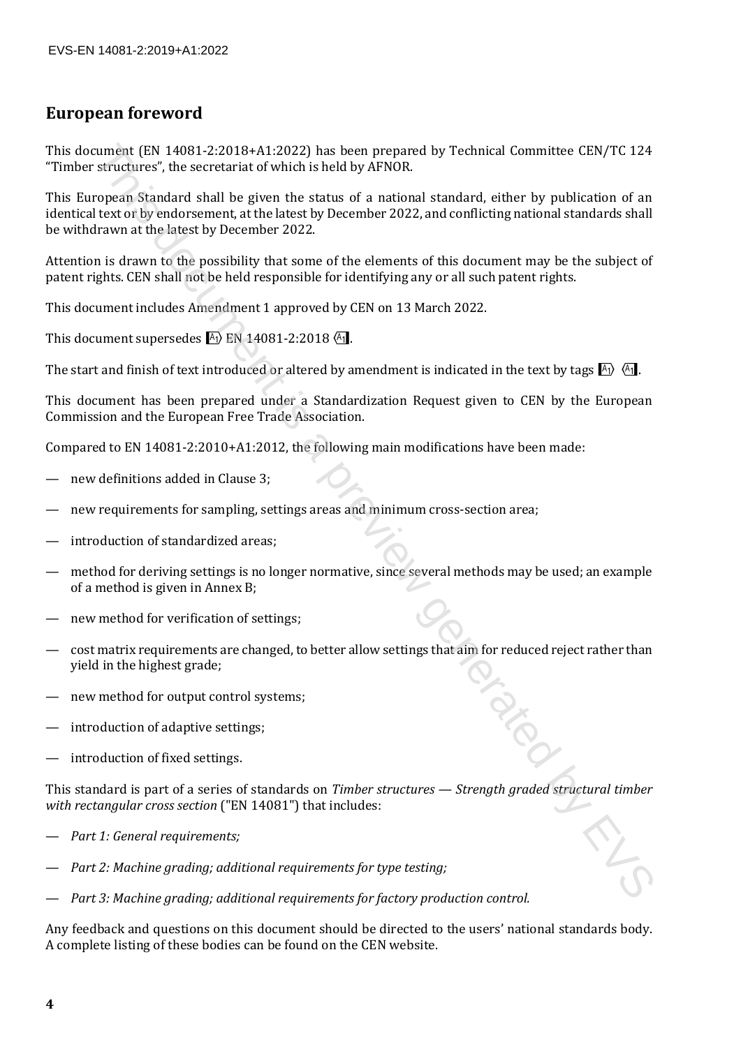## European foreword

This document (EN 14081-2:2018+A1:2022) has been prepared by Technical Committee CEN/TC 124 "Timber structures", the secretariat of which is held by AFNOR.

This European Standard shall be given the status of a national standard, either by publication of an identical text or by endorsement, at the latest by December 2022, and conflicting national standards shall be withdrawn at the latest by December 2022.

Attention is drawn to the possibility that some of the elements of this document may be the subject of patent rights. CEN shall not be held responsible for identifying any or all such patent rights.

This document includes Amendment 1 approved by CEN on 13 March 2022.

This document supersedes A1⟩ EN 14081-2:2018 ⟨A1.

The start and finish of text introduced or altered by amendment is indicated in the text by tags A1⟩ ⟨A1.

This document has been prepared under a Standardization Request given to CEN by the European Commission and the European Free Trade Association.

Compared to EN 14081-2:2010+A1:2012, the following main modifications have been made:

— new definitions added in Clause 3;

— new requirements for sampling, settings areas and minimum cross-section area;

— introduction of standardized areas;

— method for deriving settings is no longer normative, since several methods may be used; an example of a method is given in Annex B;

— new method for verification of settings;

— cost matrix requirements are changed, to better allow settings that aim for reduced reject rather than yield in the highest grade;

— new method for output control systems;

— introduction of adaptive settings;

— introduction of fixed settings.

This standard is part of a series of standards on *Timber structures — Strength graded structural timber with rectangular cross section* ("EN 14081") that includes:

— *Part 1: General requirements;*

— *Part 2: Machine grading; additional requirements for type testing;*

— *Part 3: Machine grading; additional requirements for factory production control.*

Any feedback and questions on this document should be directed to the users' national standards body. A complete listing of these bodies can be found on the CEN website.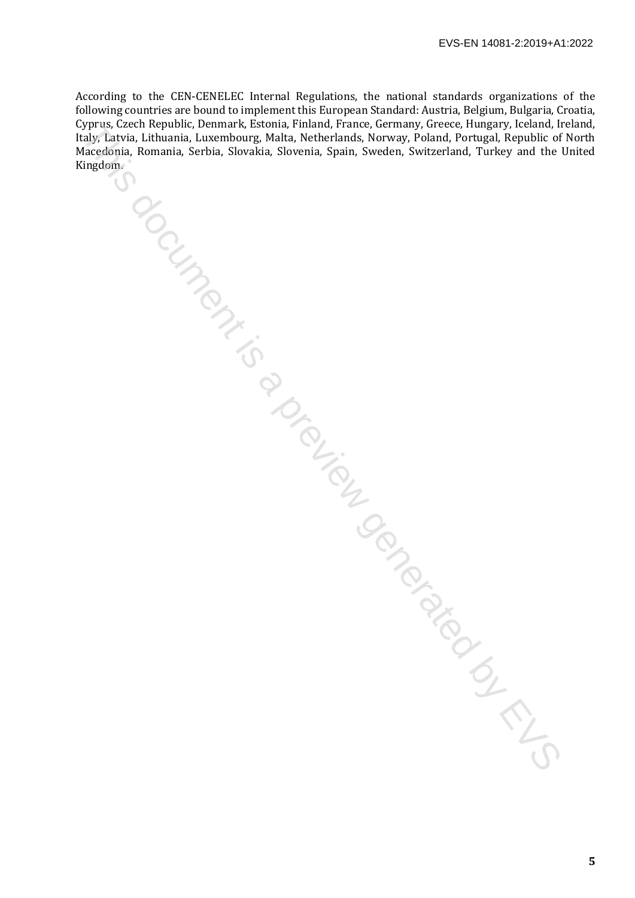According to the CEN-CENELEC Internal Regulations, the national standards organizations of the following countries are bound to implement this European Standard: Austria, Belgium, Bulgaria, Croatia, Cyprus, Czech Republic, Denmark, Estonia, Finland, France, Germany, Greece, Hungary, Iceland, Ireland, Italy, Latvia, Lithuania, Luxembourg, Malta, Netherlands, Norway, Poland, Portugal, Republic of North Macedonia, Romania, Serbia, Slovakia, Slovenia, Spain, Sweden, Switzerland, Turkey and the United Kingdom.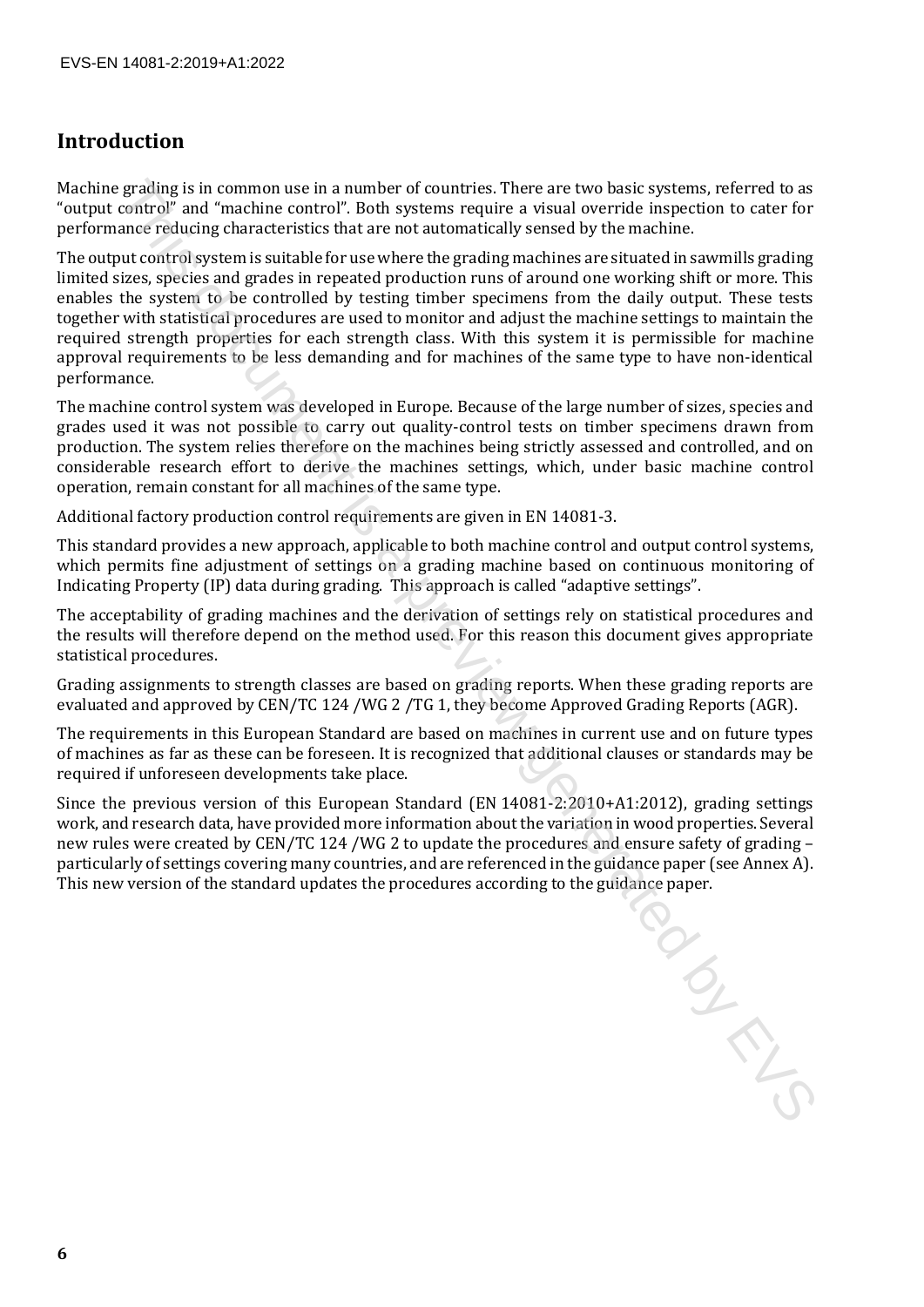## Introduction

Machine grading is in common use in a number of countries. There are two basic systems, referred to as "output control" and "machine control". Both systems require a visual override inspection to cater for performance reducing characteristics that are not automatically sensed by the machine.

The output control system is suitable for use where the grading machines are situated in sawmills grading limited sizes, species and grades in repeated production runs of around one working shift or more. This enables the system to be controlled by testing timber specimens from the daily output. These tests together with statistical procedures are used to monitor and adjust the machine settings to maintain the required strength properties for each strength class. With this system it is permissible for machine approval requirements to be less demanding and for machines of the same type to have non-identical performance.

The machine control system was developed in Europe. Because of the large number of sizes, species and grades used it was not possible to carry out quality-control tests on timber specimens drawn from production. The system relies therefore on the machines being strictly assessed and controlled, and on considerable research effort to derive the machines settings, which, under basic machine control operation, remain constant for all machines of the same type.

Additional factory production control requirements are given in EN 14081-3.

This standard provides a new approach, applicable to both machine control and output control systems, which permits fine adjustment of settings on a grading machine based on continuous monitoring of Indicating Property (IP) data during grading. This approach is called "adaptive settings".

The acceptability of grading machines and the derivation of settings rely on statistical procedures and the results will therefore depend on the method used. For this reason this document gives appropriate statistical procedures.

Grading assignments to strength classes are based on grading reports. When these grading reports are evaluated and approved by CEN/TC 124 /WG 2 /TG 1, they become Approved Grading Reports (AGR).

The requirements in this European Standard are based on machines in current use and on future types of machines as far as these can be foreseen. It is recognized that additional clauses or standards may be required if unforeseen developments take place.

Since the previous version of this European Standard (EN 14081-2:2010+A1:2012), grading settings work, and research data, have provided more information about the variation in wood properties. Several new rules were created by CEN/TC 124 /WG 2 to update the procedures and ensure safety of grading – particularly of settings covering many countries, and are referenced in the guidance paper (see Annex A). This new version of the standard updates the procedures according to the guidance paper.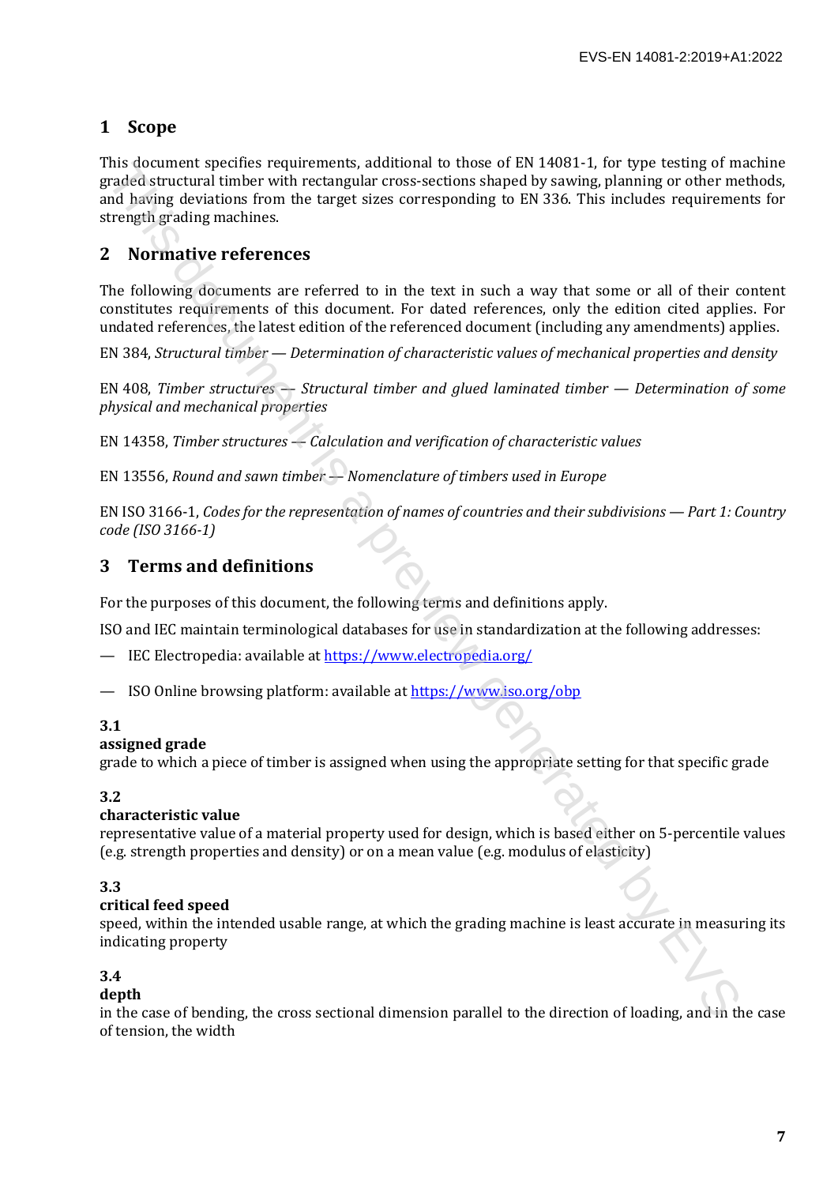# 1 Scope

This document specifies requirements, additional to those of EN 14081-1, for type testing of machine graded structural timber with rectangular cross-sections shaped by sawing, planning or other methods, and having deviations from the target sizes corresponding to EN 336. This includes requirements for strength grading machines.

# 2 Normative references

The following documents are referred to in the text in such a way that some or all of their content constitutes requirements of this document. For dated references, only the edition cited applies. For undated references, the latest edition of the referenced document (including any amendments) applies.

EN 384, *Structural timber — Determination of characteristic values of mechanical properties and density*

EN 408, *Timber structures — Structural timber and glued laminated timber — Determination of some physical and mechanical properties*

EN 14358, *Timber structures — Calculation and verification of characteristic values*

EN 13556, *Round and sawn timber — Nomenclature of timbers used in Europe*

EN ISO 3166-1, *Codes for the representation of names of countries and their subdivisions — Part 1: Country code (ISO 3166-1)*

# 3 Terms and definitions

For the purposes of this document, the following terms and definitions apply.

ISO and IEC maintain terminological databases for use in standardization at the following addresses:

— IEC Electropedia: available at https://www.electropedia.org/

— ISO Online browsing platform: available at https://www.iso.org/obp

**3.1**
**assigned grade**
grade to which a piece of timber is assigned when using the appropriate setting for that specific grade

**3.2**
**characteristic value**
representative value of a material property used for design, which is based either on 5-percentile values (e.g. strength properties and density) or on a mean value (e.g. modulus of elasticity)

**3.3**
**critical feed speed**
speed, within the intended usable range, at which the grading machine is least accurate in measuring its indicating property

**3.4**
**depth**
in the case of bending, the cross sectional dimension parallel to the direction of loading, and in the case of tension, the width